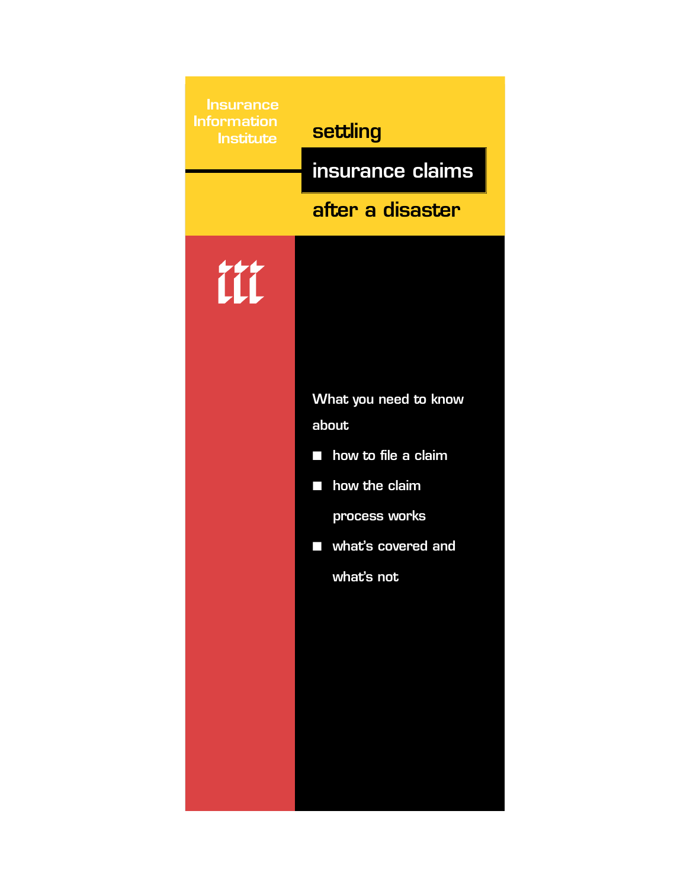Insurance Information Institute

# settling insurance claims after a disaster

What you need to know about

- how to file a claim
- how the claim process works
- what's covered and what's not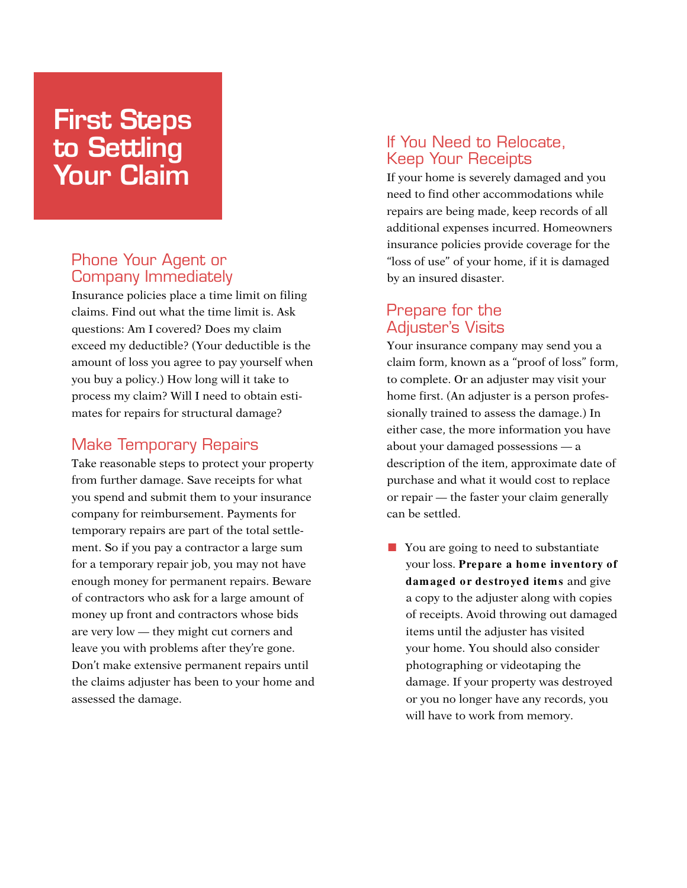# First Steps to Settling Your Claim

## Phone Your Agent or Company Immediately

Insurance policies place a time limit on filing claims. Find out what the time limit is. Ask questions: Am I covered? Does my claim exceed my deductible? (Your deductible is the amount of loss you agree to pay yourself when you buy a policy.) How long will it take to process my claim? Will I need to obtain estimates for repairs for structural damage?

## Make Temporary Repairs

Take reasonable steps to protect your property from further damage. Save receipts for what you spend and submit them to your insurance company for reimbursement. Payments for temporary repairs are part of the total settlement. So if you pay a contractor a large sum for a temporary repair job, you may not have enough money for permanent repairs. Beware of contractors who ask for a large amount of money up front and contractors whose bids are very low — they might cut corners and leave you with problems after they're gone. Don't make extensive permanent repairs until the claims adjuster has been to your home and assessed the damage.

## If You Need to Relocate, Keep Your Receipts

If your home is severely damaged and you need to find other accommodations while repairs are being made, keep records of all additional expenses incurred. Homeowners insurance policies provide coverage for the "loss of use" of your home, if it is damaged by an insured disaster.

## Prepare for the Adjuster's Visits

Your insurance company may send you a claim form, known as a "proof of loss" form, to complete. Or an adjuster may visit your home first. (An adjuster is a person professionally trained to assess the damage.) In either case, the more information you have about your damaged possessions — a description of the item, approximate date of purchase and what it would cost to replace or repair — the faster your claim generally can be settled.

- You are going to need to substantiate your loss. **Prepare a home inventory of damaged or destroyed items** and give a copy to the adjuster along with copies of receipts. Avoid throwing out damaged items until the adjuster has visited your home. You should also consider photographing or videotaping the damage. If your property was destroyed or you no longer have any records, you will have to work from memory.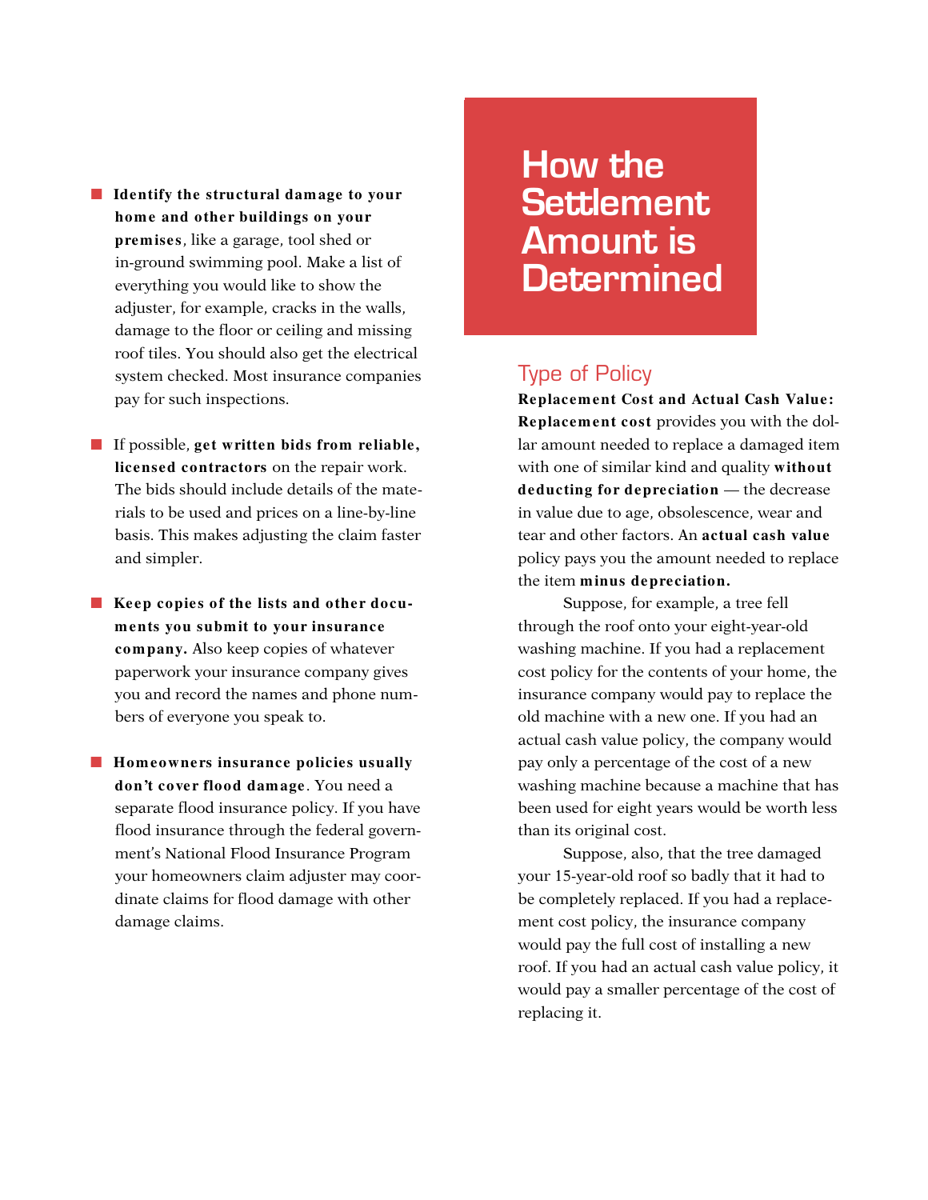- **Identify the structural damage to your home and other buildings on your premises**, like a garage, tool shed or in-ground swimming pool. Make a list of everything you would like to show the adjuster, for example, cracks in the walls, damage to the floor or ceiling and missing roof tiles. You should also get the electrical system checked. Most insurance companies pay for such inspections.

- If possible, **get written bids from reliable, licensed contractors** on the repair work. The bids should include details of the materials to be used and prices on a line-by-line basis. This makes adjusting the claim faster and simpler.

- **Keep copies of the lists and other documents you submit to your insurance company.** Also keep copies of whatever paperwork your insurance company gives you and record the names and phone numbers of everyone you speak to.

- **Homeowners insurance policies usually don't cover flood damage**. You need a separate flood insurance policy. If you have flood insurance through the federal government's National Flood Insurance Program your homeowners claim adjuster may coordinate claims for flood damage with other damage claims.

# How the Settlement Amount is Determined

## Type of Policy

**Replacement Cost and Actual Cash Value:** **Replacement cost** provides you with the dollar amount needed to replace a damaged item with one of similar kind and quality **without deducting for depreciation** — the decrease in value due to age, obsolescence, wear and tear and other factors. An **actual cash value** policy pays you the amount needed to replace the item **minus depreciation.**

Suppose, for example, a tree fell through the roof onto your eight-year-old washing machine. If you had a replacement cost policy for the contents of your home, the insurance company would pay to replace the old machine with a new one. If you had an actual cash value policy, the company would pay only a percentage of the cost of a new washing machine because a machine that has been used for eight years would be worth less than its original cost.

Suppose, also, that the tree damaged your 15-year-old roof so badly that it had to be completely replaced. If you had a replacement cost policy, the insurance company would pay the full cost of installing a new roof. If you had an actual cash value policy, it would pay a smaller percentage of the cost of replacing it.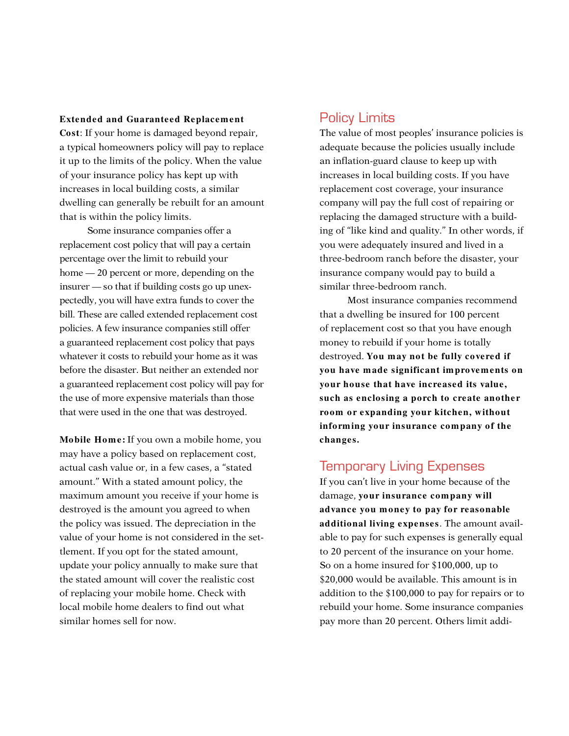**Extended and Guaranteed Replacement Cost**: If your home is damaged beyond repair, a typical homeowners policy will pay to replace it up to the limits of the policy. When the value of your insurance policy has kept up with increases in local building costs, a similar dwelling can generally be rebuilt for an amount that is within the policy limits.

Some insurance companies offer a replacement cost policy that will pay a certain percentage over the limit to rebuild your home — 20 percent or more, depending on the insurer — so that if building costs go up unexpectedly, you will have extra funds to cover the bill. These are called extended replacement cost policies. A few insurance companies still offer a guaranteed replacement cost policy that pays whatever it costs to rebuild your home as it was before the disaster. But neither an extended nor a guaranteed replacement cost policy will pay for the use of more expensive materials than those that were used in the one that was destroyed.

**Mobile Home:** If you own a mobile home, you may have a policy based on replacement cost, actual cash value or, in a few cases, a "stated amount." With a stated amount policy, the maximum amount you receive if your home is destroyed is the amount you agreed to when the policy was issued. The depreciation in the value of your home is not considered in the settlement. If you opt for the stated amount, update your policy annually to make sure that the stated amount will cover the realistic cost of replacing your mobile home. Check with local mobile home dealers to find out what similar homes sell for now.

## Policy Limits

The value of most peoples' insurance policies is adequate because the policies usually include an inflation-guard clause to keep up with increases in local building costs. If you have replacement cost coverage, your insurance company will pay the full cost of repairing or replacing the damaged structure with a building of "like kind and quality." In other words, if you were adequately insured and lived in a three-bedroom ranch before the disaster, your insurance company would pay to build a similar three-bedroom ranch.

Most insurance companies recommend that a dwelling be insured for 100 percent of replacement cost so that you have enough money to rebuild if your home is totally destroyed. **You may not be fully covered if you have made significant improvements on your house that have increased its value, such as enclosing a porch to create another room or expanding your kitchen, without informing your insurance company of the changes.**

## Temporary Living Expenses

If you can't live in your home because of the damage, **your insurance company will advance you money to pay for reasonable additional living expenses**. The amount available to pay for such expenses is generally equal to 20 percent of the insurance on your home. So on a home insured for $100,000, up to $20,000 would be available. This amount is in addition to the $100,000 to pay for repairs or to rebuild your home. Some insurance companies pay more than 20 percent. Others limit addi-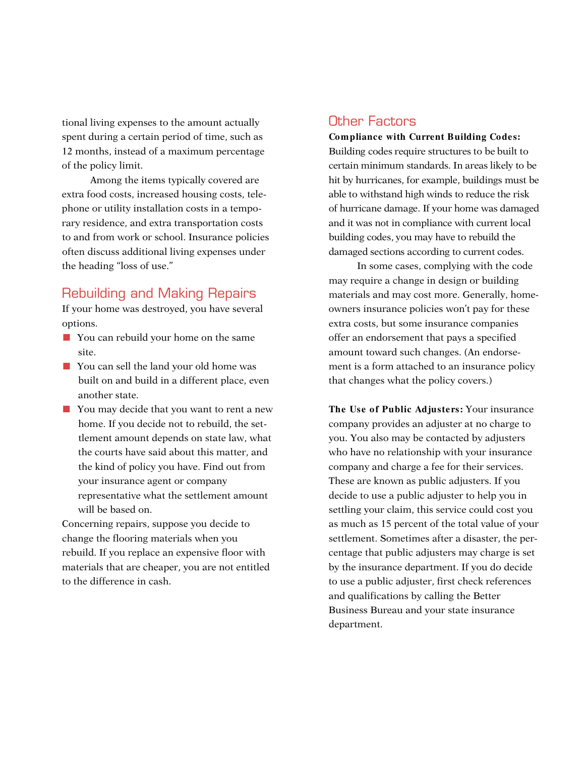tional living expenses to the amount actually spent during a certain period of time, such as 12 months, instead of a maximum percentage of the policy limit.

Among the items typically covered are extra food costs, increased housing costs, telephone or utility installation costs in a temporary residence, and extra transportation costs to and from work or school. Insurance policies often discuss additional living expenses under the heading "loss of use."

## Rebuilding and Making Repairs

If your home was destroyed, you have several options.

- You can rebuild your home on the same site.
- You can sell the land your old home was built on and build in a different place, even another state.
- You may decide that you want to rent a new home. If you decide not to rebuild, the settlement amount depends on state law, what the courts have said about this matter, and the kind of policy you have. Find out from your insurance agent or company representative what the settlement amount will be based on.

Concerning repairs, suppose you decide to change the flooring materials when you rebuild. If you replace an expensive floor with materials that are cheaper, you are not entitled to the difference in cash.

## Other Factors

**Compliance with Current Building Codes:** Building codes require structures to be built to certain minimum standards. In areas likely to be hit by hurricanes, for example, buildings must be able to withstand high winds to reduce the risk of hurricane damage. If your home was damaged and it was not in compliance with current local building codes, you may have to rebuild the damaged sections according to current codes.

In some cases, complying with the code may require a change in design or building materials and may cost more. Generally, homeowners insurance policies won't pay for these extra costs, but some insurance companies offer an endorsement that pays a specified amount toward such changes. (An endorsement is a form attached to an insurance policy that changes what the policy covers.)

**The Use of Public Adjusters:** Your insurance company provides an adjuster at no charge to you. You also may be contacted by adjusters who have no relationship with your insurance company and charge a fee for their services. These are known as public adjusters. If you decide to use a public adjuster to help you in settling your claim, this service could cost you as much as 15 percent of the total value of your settlement. Sometimes after a disaster, the percentage that public adjusters may charge is set by the insurance department. If you do decide to use a public adjuster, first check references and qualifications by calling the Better Business Bureau and your state insurance department.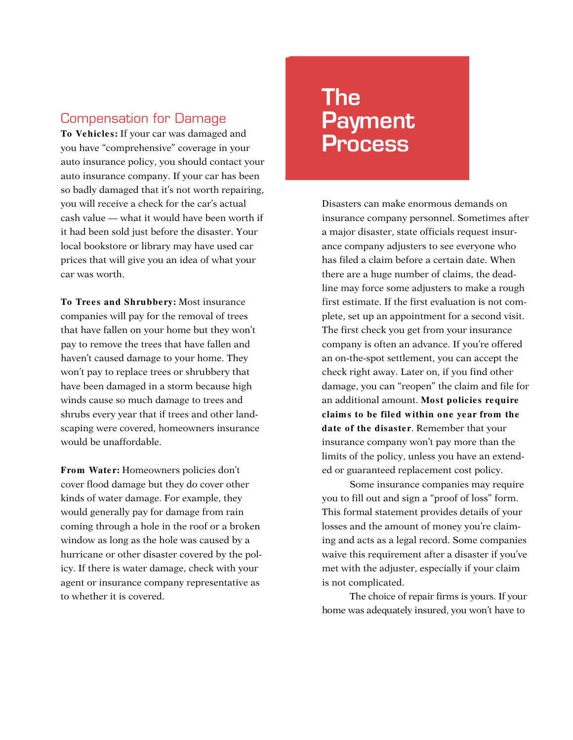## Compensation for Damage

**To Vehicles:** If your car was damaged and you have "comprehensive" coverage in your auto insurance policy, you should contact your auto insurance company. If your car has been so badly damaged that it's not worth repairing, you will receive a check for the car's actual cash value — what it would have been worth if it had been sold just before the disaster. Your local bookstore or library may have used car prices that will give you an idea of what your car was worth.

**To Trees and Shrubbery:** Most insurance companies will pay for the removal of trees that have fallen on your home but they won't pay to remove the trees that have fallen and haven't caused damage to your home. They won't pay to replace trees or shrubbery that have been damaged in a storm because high winds cause so much damage to trees and shrubs every year that if trees and other landscaping were covered, homeowners insurance would be unaffordable.

**From Water:** Homeowners policies don't cover flood damage but they do cover other kinds of water damage. For example, they would generally pay for damage from rain coming through a hole in the roof or a broken window as long as the hole was caused by a hurricane or other disaster covered by the policy. If there is water damage, check with your agent or insurance company representative as to whether it is covered.

# The Payment Process

Disasters can make enormous demands on insurance company personnel. Sometimes after a major disaster, state officials request insurance company adjusters to see everyone who has filed a claim before a certain date. When there are a huge number of claims, the deadline may force some adjusters to make a rough first estimate. If the first evaluation is not complete, set up an appointment for a second visit. The first check you get from your insurance company is often an advance. If you're offered an on-the-spot settlement, you can accept the check right away. Later on, if you find other damage, you can "reopen" the claim and file for an additional amount. **Most policies require claims to be filed within one year from the date of the disaster**. Remember that your insurance company won't pay more than the limits of the policy, unless you have an extended or guaranteed replacement cost policy.

Some insurance companies may require you to fill out and sign a "proof of loss" form. This formal statement provides details of your losses and the amount of money you're claiming and acts as a legal record. Some companies waive this requirement after a disaster if you've met with the adjuster, especially if your claim is not complicated.

The choice of repair firms is yours. If your home was adequately insured, you won't have to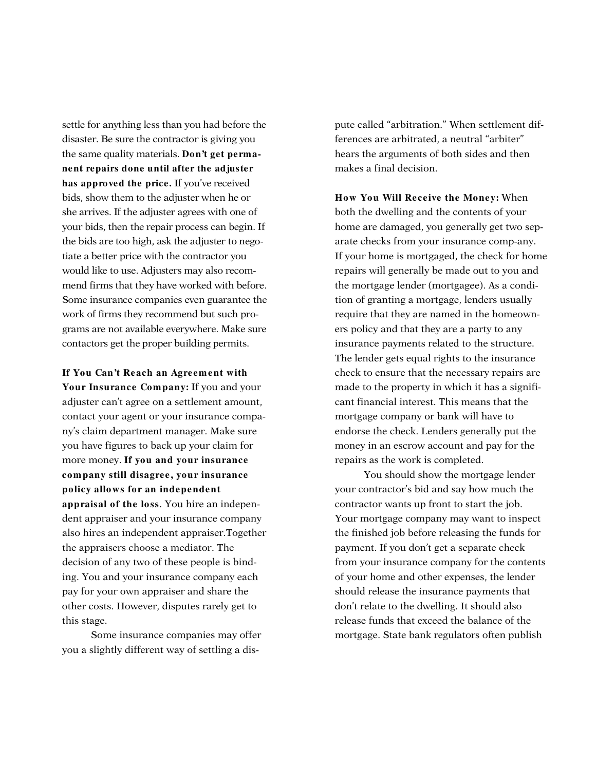settle for anything less than you had before the disaster. Be sure the contractor is giving you the same quality materials. **Don't get permanent repairs done until after the adjuster has approved the price.** If you've received bids, show them to the adjuster when he or she arrives. If the adjuster agrees with one of your bids, then the repair process can begin. If the bids are too high, ask the adjuster to negotiate a better price with the contractor you would like to use. Adjusters may also recommend firms that they have worked with before. Some insurance companies even guarantee the work of firms they recommend but such programs are not available everywhere. Make sure contactors get the proper building permits.

**If You Can't Reach an Agreement with Your Insurance Company:** If you and your adjuster can't agree on a settlement amount, contact your agent or your insurance company's claim department manager. Make sure you have figures to back up your claim for more money. **If you and your insurance company still disagree, your insurance policy allows for an independent appraisal of the loss**. You hire an independent appraiser and your insurance company also hires an independent appraiser.Together the appraisers choose a mediator. The decision of any two of these people is binding. You and your insurance company each pay for your own appraiser and share the other costs. However, disputes rarely get to this stage.

Some insurance companies may offer you a slightly different way of settling a dispute called "arbitration." When settlement differences are arbitrated, a neutral "arbiter" hears the arguments of both sides and then makes a final decision.

**How You Will Receive the Money:** When both the dwelling and the contents of your home are damaged, you generally get two separate checks from your insurance comp-any. If your home is mortgaged, the check for home repairs will generally be made out to you and the mortgage lender (mortgagee). As a condition of granting a mortgage, lenders usually require that they are named in the homeowners policy and that they are a party to any insurance payments related to the structure. The lender gets equal rights to the insurance check to ensure that the necessary repairs are made to the property in which it has a significant financial interest. This means that the mortgage company or bank will have to endorse the check. Lenders generally put the money in an escrow account and pay for the repairs as the work is completed.

You should show the mortgage lender your contractor's bid and say how much the contractor wants up front to start the job. Your mortgage company may want to inspect the finished job before releasing the funds for payment. If you don't get a separate check from your insurance company for the contents of your home and other expenses, the lender should release the insurance payments that don't relate to the dwelling. It should also release funds that exceed the balance of the mortgage. State bank regulators often publish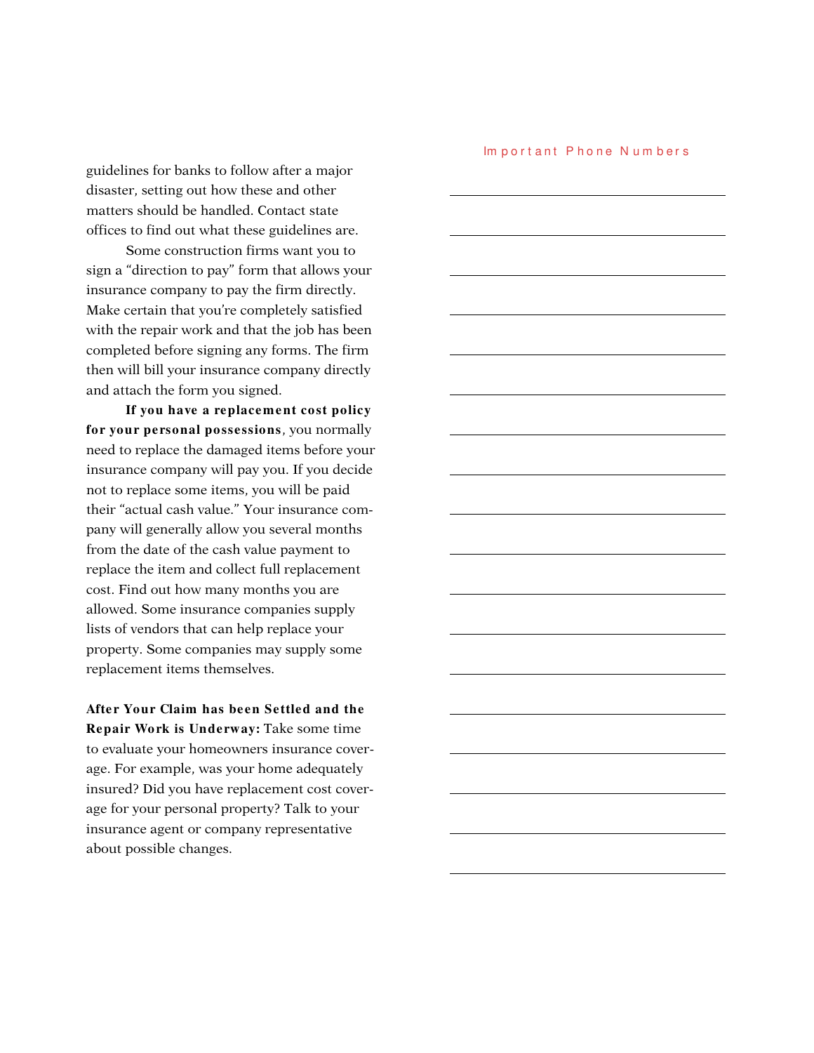guidelines for banks to follow after a major disaster, setting out how these and other matters should be handled. Contact state offices to find out what these guidelines are.

Some construction firms want you to sign a "direction to pay" form that allows your insurance company to pay the firm directly. Make certain that you're completely satisfied with the repair work and that the job has been completed before signing any forms. The firm then will bill your insurance company directly and attach the form you signed.

**If you have a replacement cost policy for your personal possessions**, you normally need to replace the damaged items before your insurance company will pay you. If you decide not to replace some items, you will be paid their "actual cash value." Your insurance company will generally allow you several months from the date of the cash value payment to replace the item and collect full replacement cost. Find out how many months you are allowed. Some insurance companies supply lists of vendors that can help replace your property. Some companies may supply some replacement items themselves.

**After Your Claim has been Settled and the Repair Work is Underway:** Take some time to evaluate your homeowners insurance coverage. For example, was your home adequately insured? Did you have replacement cost coverage for your personal property? Talk to your insurance agent or company representative about possible changes.

Important Phone Numbers

\_\_\_\_\_\_\_\_\_\_\_\_\_\_\_\_\_\_\_\_\_\_\_\_\_\_\_\_\_\_

\_\_\_\_\_\_\_\_\_\_\_\_\_\_\_\_\_\_\_\_\_\_\_\_\_\_\_\_\_\_

\_\_\_\_\_\_\_\_\_\_\_\_\_\_\_\_\_\_\_\_\_\_\_\_\_\_\_\_\_\_

\_\_\_\_\_\_\_\_\_\_\_\_\_\_\_\_\_\_\_\_\_\_\_\_\_\_\_\_\_\_

\_\_\_\_\_\_\_\_\_\_\_\_\_\_\_\_\_\_\_\_\_\_\_\_\_\_\_\_\_\_

\_\_\_\_\_\_\_\_\_\_\_\_\_\_\_\_\_\_\_\_\_\_\_\_\_\_\_\_\_\_

\_\_\_\_\_\_\_\_\_\_\_\_\_\_\_\_\_\_\_\_\_\_\_\_\_\_\_\_\_\_

\_\_\_\_\_\_\_\_\_\_\_\_\_\_\_\_\_\_\_\_\_\_\_\_\_\_\_\_\_\_

\_\_\_\_\_\_\_\_\_\_\_\_\_\_\_\_\_\_\_\_\_\_\_\_\_\_\_\_\_\_

\_\_\_\_\_\_\_\_\_\_\_\_\_\_\_\_\_\_\_\_\_\_\_\_\_\_\_\_\_\_

\_\_\_\_\_\_\_\_\_\_\_\_\_\_\_\_\_\_\_\_\_\_\_\_\_\_\_\_\_\_

\_\_\_\_\_\_\_\_\_\_\_\_\_\_\_\_\_\_\_\_\_\_\_\_\_\_\_\_\_\_

\_\_\_\_\_\_\_\_\_\_\_\_\_\_\_\_\_\_\_\_\_\_\_\_\_\_\_\_\_\_

\_\_\_\_\_\_\_\_\_\_\_\_\_\_\_\_\_\_\_\_\_\_\_\_\_\_\_\_\_\_

\_\_\_\_\_\_\_\_\_\_\_\_\_\_\_\_\_\_\_\_\_\_\_\_\_\_\_\_\_\_

\_\_\_\_\_\_\_\_\_\_\_\_\_\_\_\_\_\_\_\_\_\_\_\_\_\_\_\_\_\_

\_\_\_\_\_\_\_\_\_\_\_\_\_\_\_\_\_\_\_\_\_\_\_\_\_\_\_\_\_\_

\_\_\_\_\_\_\_\_\_\_\_\_\_\_\_\_\_\_\_\_\_\_\_\_\_\_\_\_\_\_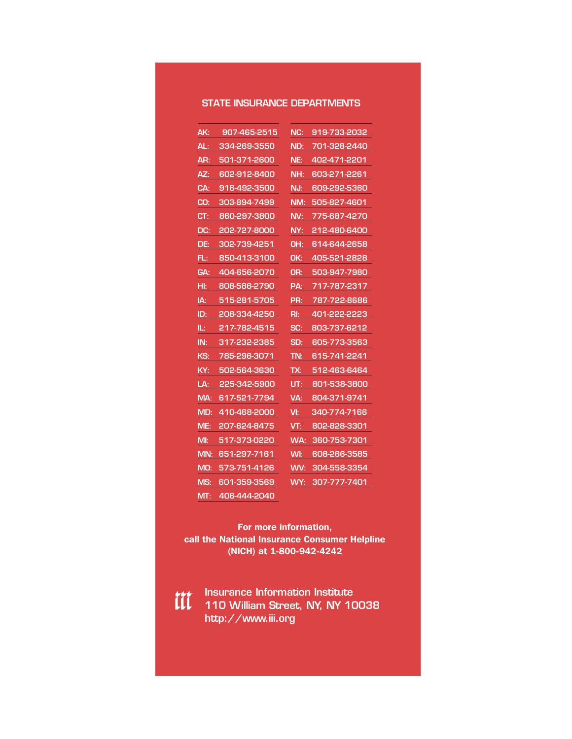## STATE INSURANCE DEPARTMENTS

| | | | |
|---|---|---|---|
| AK: | 907-465-2515 | NC: | 919-733-2032 |
| AL: | 334-269-3550 | ND: | 701-328-2440 |
| AR: | 501-371-2600 | NE: | 402-471-2201 |
| AZ: | 602-912-8400 | NH: | 603-271-2261 |
| CA: | 916-492-3500 | NJ: | 609-292-5360 |
| CO: | 303-894-7499 | NM: | 505-827-4601 |
| CT: | 860-297-3800 | NV: | 775-687-4270 |
| DC: | 202-727-8000 | NY: | 212-480-6400 |
| DE: | 302-739-4251 | OH: | 614-644-2658 |
| FL: | 850-413-3100 | OK: | 405-521-2828 |
| GA: | 404-656-2070 | OR: | 503-947-7980 |
| HI: | 808-586-2790 | PA: | 717-787-2317 |
| IA: | 515-281-5705 | PR: | 787-722-8686 |
| ID: | 208-334-4250 | RI: | 401-222-2223 |
| IL: | 217-782-4515 | SC: | 803-737-6212 |
| IN: | 317-232-2385 | SD: | 605-773-3563 |
| KS: | 785-296-3071 | TN: | 615-741-2241 |
| KY: | 502-564-3630 | TX: | 512-463-6464 |
| LA: | 225-342-5900 | UT: | 801-538-3800 |
| MA: | 617-521-7794 | VA: | 804-371-9741 |
| MD: | 410-468-2000 | VI: | 340-774-7166 |
| ME: | 207-624-8475 | VT: | 802-828-3301 |
| MI: | 517-373-0220 | WA: | 360-753-7301 |
| MN: | 651-297-7161 | WI: | 608-266-3585 |
| MO: | 573-751-4126 | WV: | 304-558-3354 |
| MS: | 601-359-3569 | WY: | 307-777-7401 |
| MT: | 406-444-2040 | | |

**For more information, call the National Insurance Consumer Helpline (NICH) at 1-800-942-4242**

iii

Insurance Information Institute
110 William Street, NY, NY 10038
http://www.iii.org